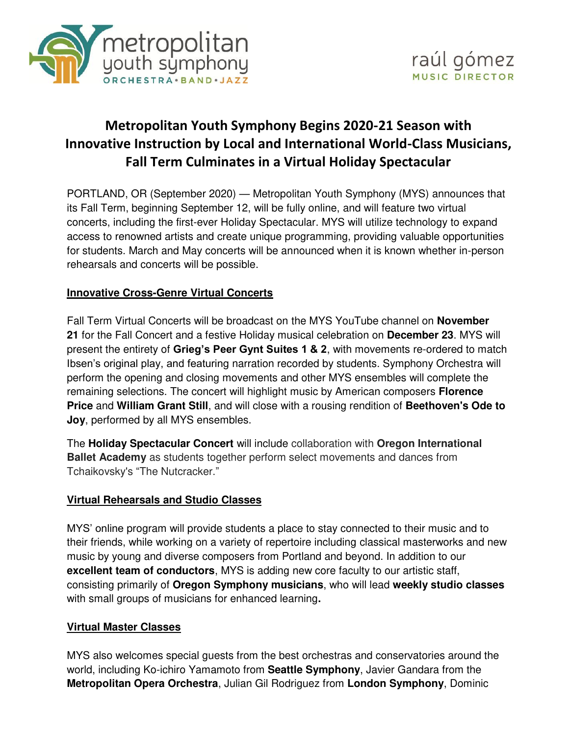metropolitan youth symphony
ORCHESTRA • BAND • JAZZ

raúl gómez
MUSIC DIRECTOR

# Metropolitan Youth Symphony Begins 2020-21 Season with Innovative Instruction by Local and International World-Class Musicians, Fall Term Culminates in a Virtual Holiday Spectacular

PORTLAND, OR (September 2020) — Metropolitan Youth Symphony (MYS) announces that its Fall Term, beginning September 12, will be fully online, and will feature two virtual concerts, including the first-ever Holiday Spectacular. MYS will utilize technology to expand access to renowned artists and create unique programming, providing valuable opportunities for students. March and May concerts will be announced when it is known whether in-person rehearsals and concerts will be possible.

## Innovative Cross-Genre Virtual Concerts

Fall Term Virtual Concerts will be broadcast on the MYS YouTube channel on **November 21** for the Fall Concert and a festive Holiday musical celebration on **December 23**. MYS will present the entirety of **Grieg's Peer Gynt Suites 1 & 2**, with movements re-ordered to match Ibsen's original play, and featuring narration recorded by students. Symphony Orchestra will perform the opening and closing movements and other MYS ensembles will complete the remaining selections. The concert will highlight music by American composers **Florence Price** and **William Grant Still**, and will close with a rousing rendition of **Beethoven's Ode to Joy**, performed by all MYS ensembles.

The **Holiday Spectacular Concert** will include collaboration with **Oregon International Ballet Academy** as students together perform select movements and dances from Tchaikovsky's "The Nutcracker."

## Virtual Rehearsals and Studio Classes

MYS' online program will provide students a place to stay connected to their music and to their friends, while working on a variety of repertoire including classical masterworks and new music by young and diverse composers from Portland and beyond. In addition to our **excellent team of conductors**, MYS is adding new core faculty to our artistic staff, consisting primarily of **Oregon Symphony musicians**, who will lead **weekly studio classes** with small groups of musicians for enhanced learning**.**

## Virtual Master Classes

MYS also welcomes special guests from the best orchestras and conservatories around the world, including Ko-ichiro Yamamoto from **Seattle Symphony**, Javier Gandara from the **Metropolitan Opera Orchestra**, Julian Gil Rodriguez from **London Symphony**, Dominic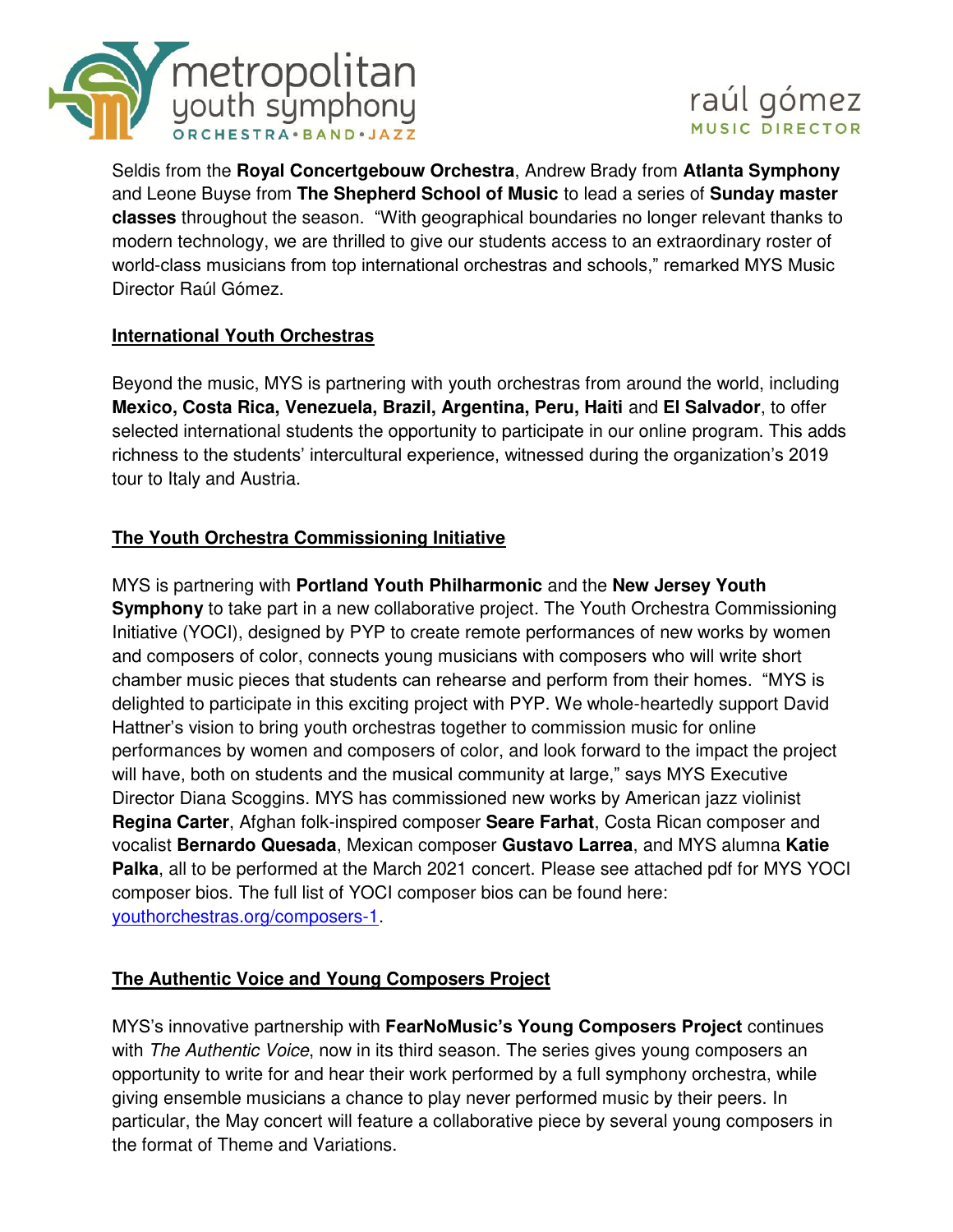Seldis from the **Royal Concertgebouw Orchestra**, Andrew Brady from **Atlanta Symphony** and Leone Buyse from **The Shepherd School of Music** to lead a series of **Sunday master classes** throughout the season. "With geographical boundaries no longer relevant thanks to modern technology, we are thrilled to give our students access to an extraordinary roster of world-class musicians from top international orchestras and schools," remarked MYS Music Director Raúl Gómez.

**International Youth Orchestras**

Beyond the music, MYS is partnering with youth orchestras from around the world, including **Mexico, Costa Rica, Venezuela, Brazil, Argentina, Peru, Haiti** and **El Salvador**, to offer selected international students the opportunity to participate in our online program. This adds richness to the students' intercultural experience, witnessed during the organization's 2019 tour to Italy and Austria.

**The Youth Orchestra Commissioning Initiative**

MYS is partnering with **Portland Youth Philharmonic** and the **New Jersey Youth Symphony** to take part in a new collaborative project. The Youth Orchestra Commissioning Initiative (YOCI), designed by PYP to create remote performances of new works by women and composers of color, connects young musicians with composers who will write short chamber music pieces that students can rehearse and perform from their homes. "MYS is delighted to participate in this exciting project with PYP. We whole-heartedly support David Hattner's vision to bring youth orchestras together to commission music for online performances by women and composers of color, and look forward to the impact the project will have, both on students and the musical community at large," says MYS Executive Director Diana Scoggins. MYS has commissioned new works by American jazz violinist **Regina Carter**, Afghan folk-inspired composer **Seare Farhat**, Costa Rican composer and vocalist **Bernardo Quesada**, Mexican composer **Gustavo Larrea**, and MYS alumna **Katie Palka**, all to be performed at the March 2021 concert. Please see attached pdf for MYS YOCI composer bios. The full list of YOCI composer bios can be found here: youthorchestras.org/composers-1.

**The Authentic Voice and Young Composers Project**

MYS's innovative partnership with **FearNoMusic's Young Composers Project** continues with *The Authentic Voice*, now in its third season. The series gives young composers an opportunity to write for and hear their work performed by a full symphony orchestra, while giving ensemble musicians a chance to play never performed music by their peers. In particular, the May concert will feature a collaborative piece by several young composers in the format of Theme and Variations.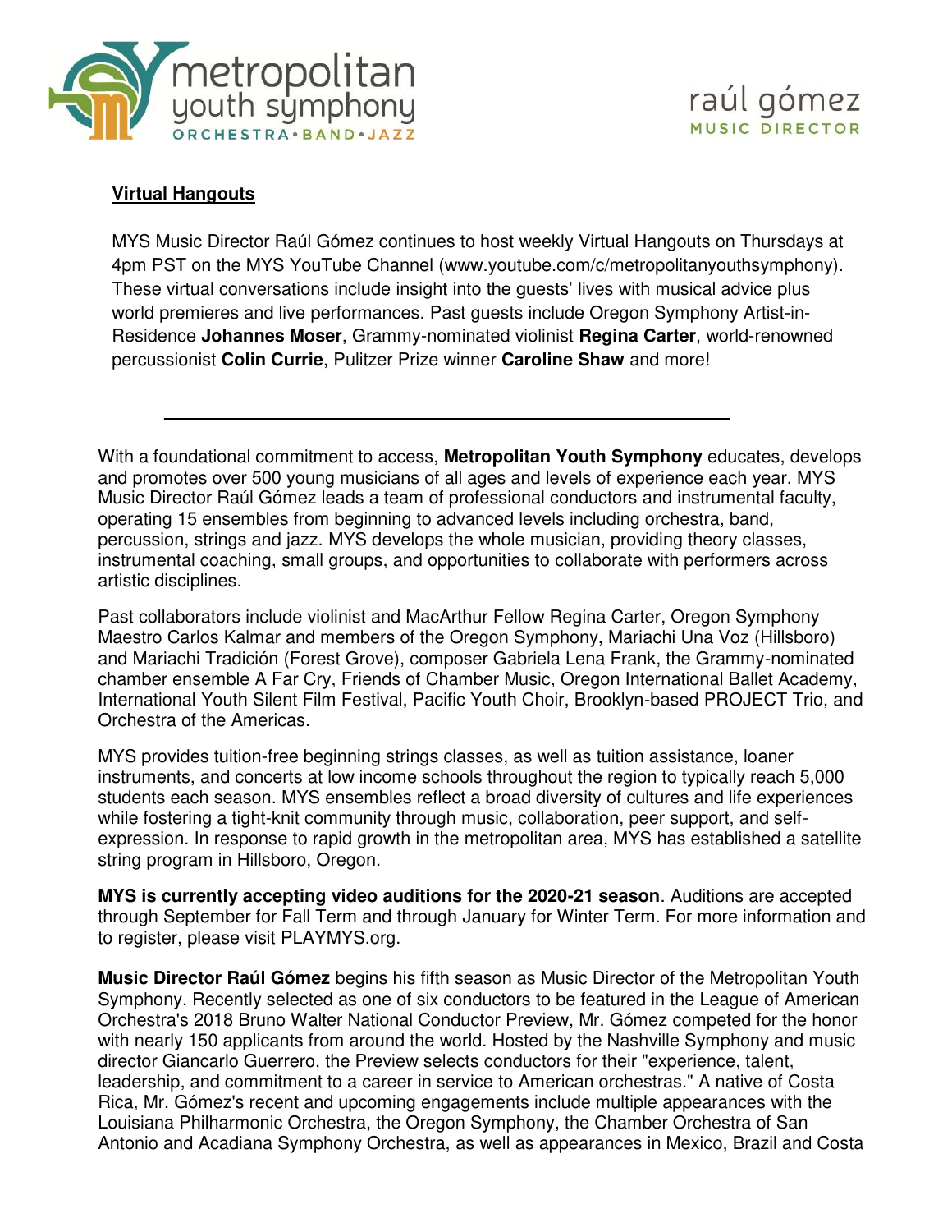metropolitan youth symphony
ORCHESTRA • BAND • JAZZ

raúl gómez
MUSIC DIRECTOR

**Virtual Hangouts**

MYS Music Director Raúl Gómez continues to host weekly Virtual Hangouts on Thursdays at 4pm PST on the MYS YouTube Channel (www.youtube.com/c/metropolitanyouthsymphony). These virtual conversations include insight into the guests' lives with musical advice plus world premieres and live performances. Past guests include Oregon Symphony Artist-in-Residence **Johannes Moser**, Grammy-nominated violinist **Regina Carter**, world-renowned percussionist **Colin Currie**, Pulitzer Prize winner **Caroline Shaw** and more!

---

With a foundational commitment to access, **Metropolitan Youth Symphony** educates, develops and promotes over 500 young musicians of all ages and levels of experience each year. MYS Music Director Raúl Gómez leads a team of professional conductors and instrumental faculty, operating 15 ensembles from beginning to advanced levels including orchestra, band, percussion, strings and jazz. MYS develops the whole musician, providing theory classes, instrumental coaching, small groups, and opportunities to collaborate with performers across artistic disciplines.

Past collaborators include violinist and MacArthur Fellow Regina Carter, Oregon Symphony Maestro Carlos Kalmar and members of the Oregon Symphony, Mariachi Una Voz (Hillsboro) and Mariachi Tradición (Forest Grove), composer Gabriela Lena Frank, the Grammy-nominated chamber ensemble A Far Cry, Friends of Chamber Music, Oregon International Ballet Academy, International Youth Silent Film Festival, Pacific Youth Choir, Brooklyn-based PROJECT Trio, and Orchestra of the Americas.

MYS provides tuition-free beginning strings classes, as well as tuition assistance, loaner instruments, and concerts at low income schools throughout the region to typically reach 5,000 students each season. MYS ensembles reflect a broad diversity of cultures and life experiences while fostering a tight-knit community through music, collaboration, peer support, and self-expression. In response to rapid growth in the metropolitan area, MYS has established a satellite string program in Hillsboro, Oregon.

**MYS is currently accepting video auditions for the 2020-21 season**. Auditions are accepted through September for Fall Term and through January for Winter Term. For more information and to register, please visit PLAYMYS.org.

**Music Director Raúl Gómez** begins his fifth season as Music Director of the Metropolitan Youth Symphony. Recently selected as one of six conductors to be featured in the League of American Orchestra's 2018 Bruno Walter National Conductor Preview, Mr. Gómez competed for the honor with nearly 150 applicants from around the world. Hosted by the Nashville Symphony and music director Giancarlo Guerrero, the Preview selects conductors for their "experience, talent, leadership, and commitment to a career in service to American orchestras." A native of Costa Rica, Mr. Gómez's recent and upcoming engagements include multiple appearances with the Louisiana Philharmonic Orchestra, the Oregon Symphony, the Chamber Orchestra of San Antonio and Acadiana Symphony Orchestra, as well as appearances in Mexico, Brazil and Costa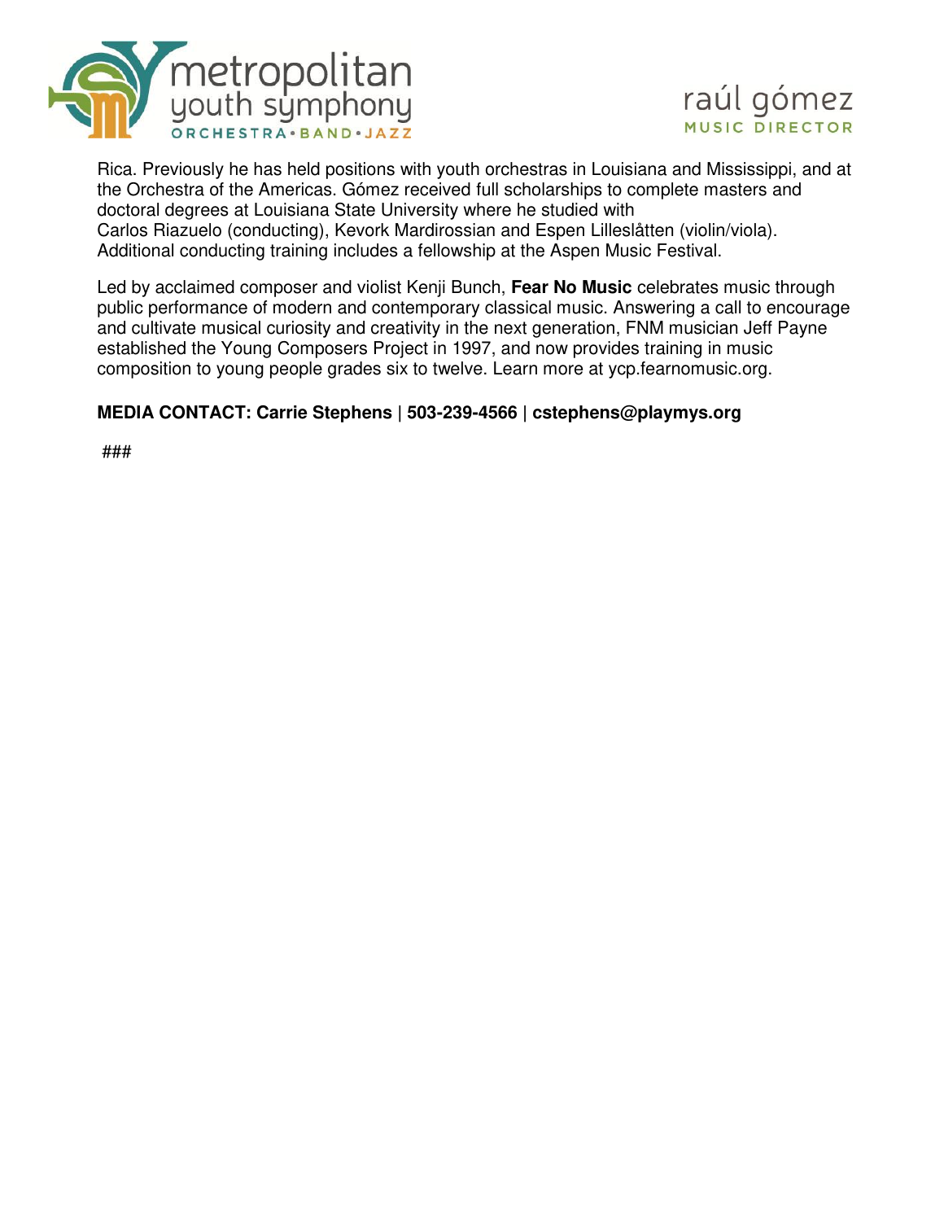Rica. Previously he has held positions with youth orchestras in Louisiana and Mississippi, and at the Orchestra of the Americas. Gómez received full scholarships to complete masters and doctoral degrees at Louisiana State University where he studied with Carlos Riazuelo (conducting), Kevork Mardirossian and Espen Lilleslåtten (violin/viola). Additional conducting training includes a fellowship at the Aspen Music Festival.

Led by acclaimed composer and violist Kenji Bunch, **Fear No Music** celebrates music through public performance of modern and contemporary classical music. Answering a call to encourage and cultivate musical curiosity and creativity in the next generation, FNM musician Jeff Payne established the Young Composers Project in 1997, and now provides training in music composition to young people grades six to twelve. Learn more at ycp.fearnomusic.org.

**MEDIA CONTACT: Carrie Stephens | 503-239-4566 | cstephens@playmys.org**

###